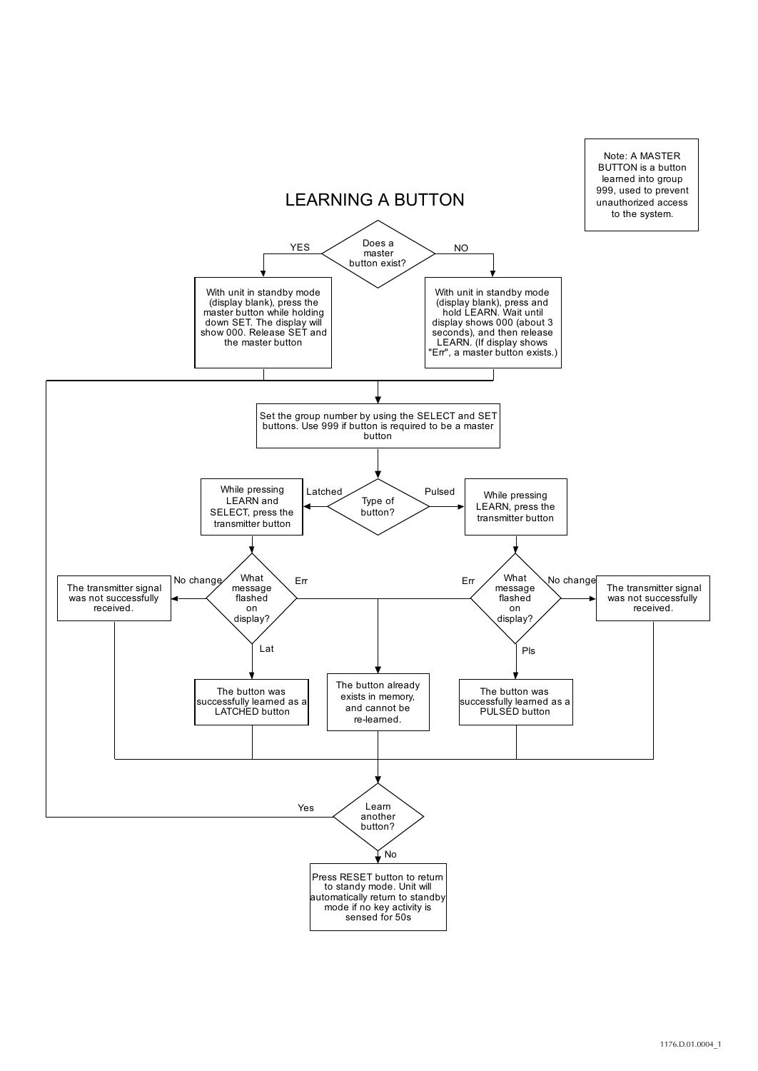Note: A MASTER BUTTON is a button learned into group 999, used to prevent unauthorized access to the system.

# LEARNING A BUTTON

Does a master button exist?

YES

With unit in standby mode (display blank), press the master button while holding down SET. The display will show 000. Release SET and the master button

NO

With unit in standby mode (display blank), press and hold LEARN. Wait until display shows 000 (about 3 seconds), and then release LEARN. (If display shows "Err", a master button exists.)

Set the group number by using the SELECT and SET buttons. Use 999 if button is required to be a master button

Type of button?

Latched

While pressing LEARN and SELECT, press the transmitter button

What message flashed on display?

No change

The transmitter signal was not successfully received.

Lat

The button was successfully learned as a LATCHED button

Err

The button already exists in memory, and cannot be re-learned.

Pulsed

While pressing LEARN, press the transmitter button

What message flashed on display?

Err

No change

The transmitter signal was not successfully received.

Pls

The button was successfully learned as a PULSED button

Learn another button?

Yes

No

Press RESET button to return to standy mode. Unit will automatically return to standby mode if no key activity is sensed for 50s

1176.D.01.0004_1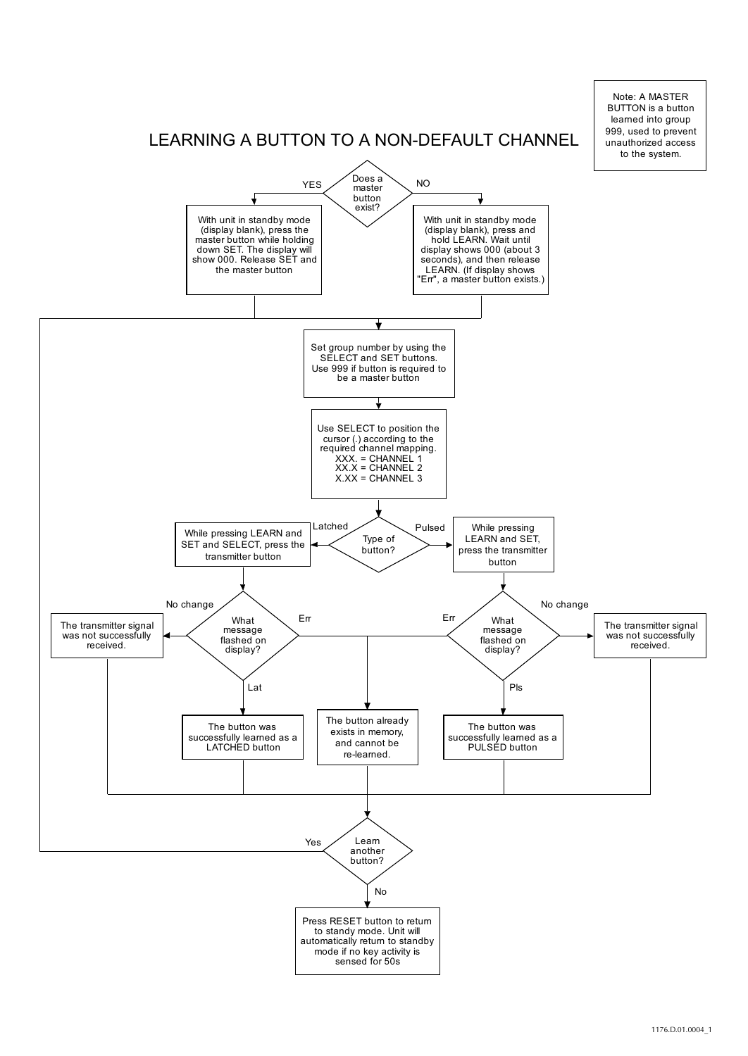Note: A MASTER BUTTON is a button learned into group 999, used to prevent unauthorized access to the system.

# LEARNING A BUTTON TO A NON-DEFAULT CHANNEL

Does a master button exist?

YES

With unit in standby mode (display blank), press the master button while holding down SET. The display will show 000. Release SET and the master button

NO

With unit in standby mode (display blank), press and hold LEARN. Wait until display shows 000 (about 3 seconds), and then release LEARN. (If display shows "Err", a master button exists.)

Set group number by using the SELECT and SET buttons. Use 999 if button is required to be a master button

Use SELECT to position the cursor (.) according to the required channel mapping.
XXX. = CHANNEL 1
XX.X = CHANNEL 2
X.XX = CHANNEL 3

Type of button?

Latched

While pressing LEARN and SET and SELECT, press the transmitter button

Pulsed

While pressing LEARN and SET, press the transmitter button

What message flashed on display?

No change

The transmitter signal was not successfully received.

Err

The button already exists in memory, and cannot be re-learned.

Lat

The button was successfully learned as a LATCHED button

Pls

The button was successfully learned as a PULSED button

Learn another button?

Yes

No

Press RESET button to return to standy mode. Unit will automatically return to standby mode if no key activity is sensed for 50s

1176.D.01.0004_1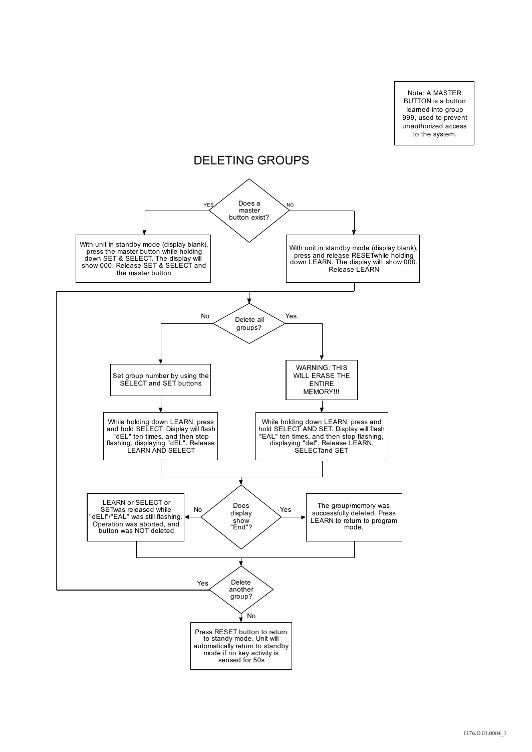Note: A MASTER BUTTON is a button learned into group 999, used to prevent unauthorized access to the system.

# DELETING GROUPS

Does a master button exist?

YES

With unit in standby mode (display blank), press the master button while holding down SET & SELECT. The display will show 000. Release SET & SELECT and the master button

NO

With unit in standby mode (display blank), press and release RESETwhile holding down LEARN. The display will show 000. Release LEARN

Delete all groups?

No

Set group number by using the SELECT and SET buttons

While holding down LEARN, press and hold SELECT. Display will flash "dEL" ten times, and then stop flashing, displaying "dEL". Release LEARN AND SELECT

Yes

WARNING: THIS WILL ERASE THE ENTIRE MEMORY!!!

While holding down LEARN, press and hold SELECT AND SET. Display will flash "EAL" ten times, and then stop flashing, displaying "del". Release LEARN, SELECTand SET

Does display show "End"?

No

LEARN or SELECT or SETwas released while "dELl"/"EAL" was still flashing. Operation was aborted, and button was NOT deleted

Yes

The group/memory was successfully deleted. Press LEARN to return to program mode.

Delete another group?

Yes

No

Press RESET button to return to standy mode. Unit will automatically return to standby mode if no key activity is sensed for 50s

1176.D.01.0004_1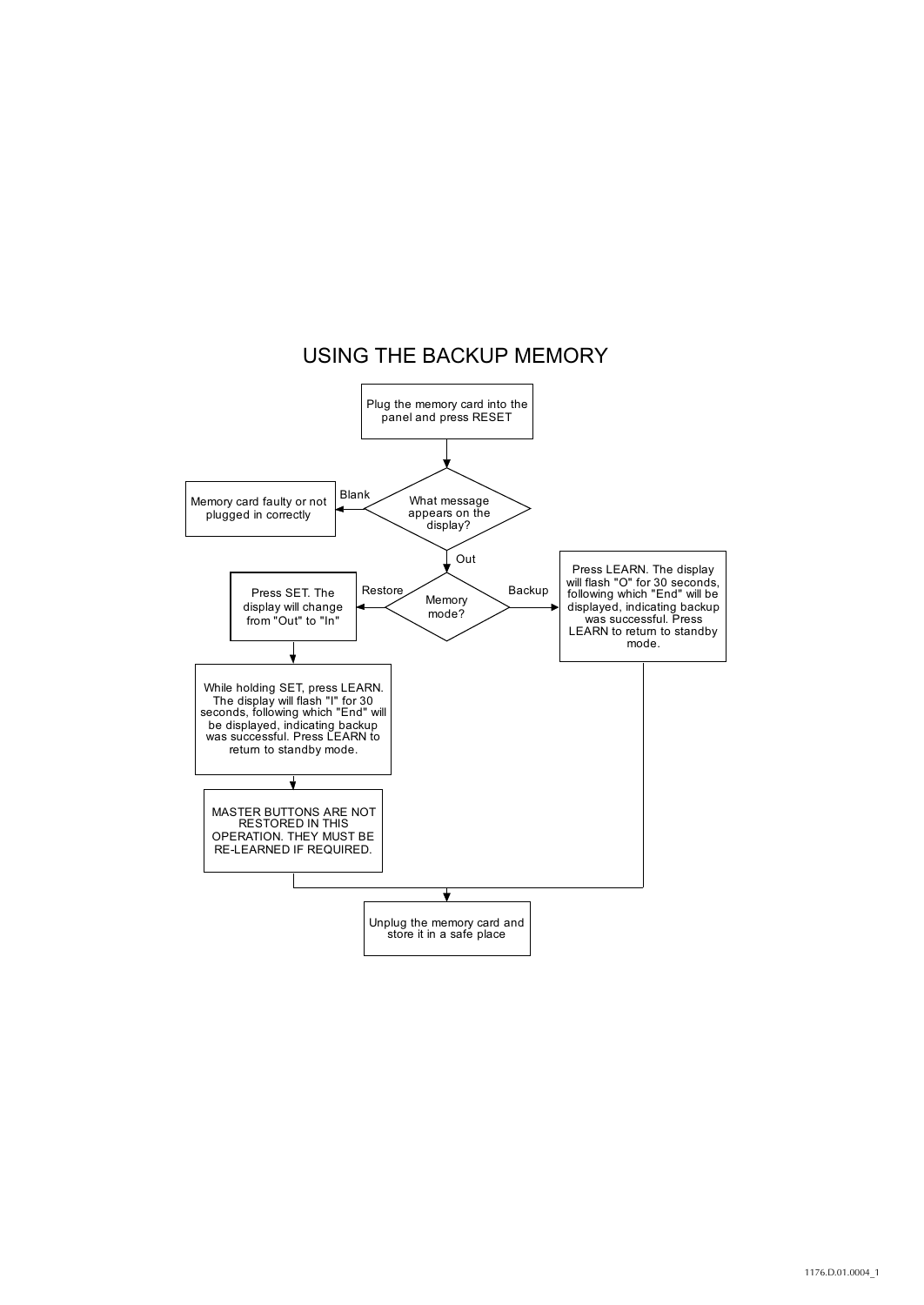# USING THE BACKUP MEMORY

Plug the memory card into the panel and press RESET

What message appears on the display?

Blank

Memory card faulty or not plugged in correctly

Out

Memory mode?

Restore

Press SET. The display will change from "Out" to "In"

While holding SET, press LEARN. The display will flash "I" for 30 seconds, following which "End" will be displayed, indicating backup was successful. Press LEARN to return to standby mode.

MASTER BUTTONS ARE NOT RESTORED IN THIS OPERATION. THEY MUST BE RE-LEARNED IF REQUIRED.

Backup

Press LEARN. The display will flash "O" for 30 seconds, following which "End" will be displayed, indicating backup was successful. Press LEARN to return to standby mode.

Unplug the memory card and store it in a safe place

1176.D.01.0004_1